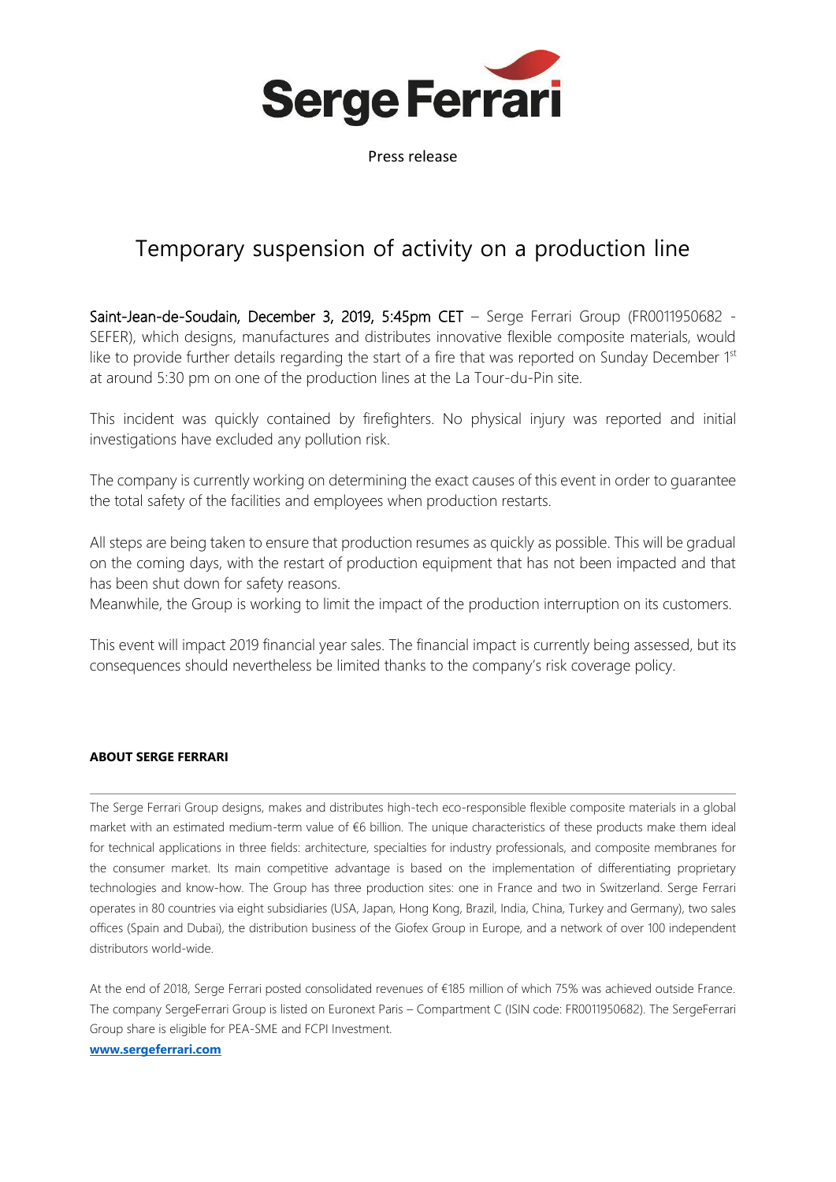Serge Ferrari

Press release

# Temporary suspension of activity on a production line

**Saint-Jean-de-Soudain, December 3, 2019, 5:45pm CET** – Serge Ferrari Group (FR0011950682 - SEFER), which designs, manufactures and distributes innovative flexible composite materials, would like to provide further details regarding the start of a fire that was reported on Sunday December 1st at around 5:30 pm on one of the production lines at the La Tour-du-Pin site.

This incident was quickly contained by firefighters. No physical injury was reported and initial investigations have excluded any pollution risk.

The company is currently working on determining the exact causes of this event in order to guarantee the total safety of the facilities and employees when production restarts.

All steps are being taken to ensure that production resumes as quickly as possible. This will be gradual on the coming days, with the restart of production equipment that has not been impacted and that has been shut down for safety reasons.
Meanwhile, the Group is working to limit the impact of the production interruption on its customers.

This event will impact 2019 financial year sales. The financial impact is currently being assessed, but its consequences should nevertheless be limited thanks to the company's risk coverage policy.

**ABOUT SERGE FERRARI**

The Serge Ferrari Group designs, makes and distributes high-tech eco-responsible flexible composite materials in a global market with an estimated medium-term value of €6 billion. The unique characteristics of these products make them ideal for technical applications in three fields: architecture, specialties for industry professionals, and composite membranes for the consumer market. Its main competitive advantage is based on the implementation of differentiating proprietary technologies and know-how. The Group has three production sites: one in France and two in Switzerland. Serge Ferrari operates in 80 countries via eight subsidiaries (USA, Japan, Hong Kong, Brazil, India, China, Turkey and Germany), two sales offices (Spain and Dubai), the distribution business of the Giofex Group in Europe, and a network of over 100 independent distributors world-wide.

At the end of 2018, Serge Ferrari posted consolidated revenues of €185 million of which 75% was achieved outside France. The company SergeFerrari Group is listed on Euronext Paris – Compartment C (ISIN code: FR0011950682). The SergeFerrari Group share is eligible for PEA-SME and FCPI Investment.

**www.sergeferrari.com**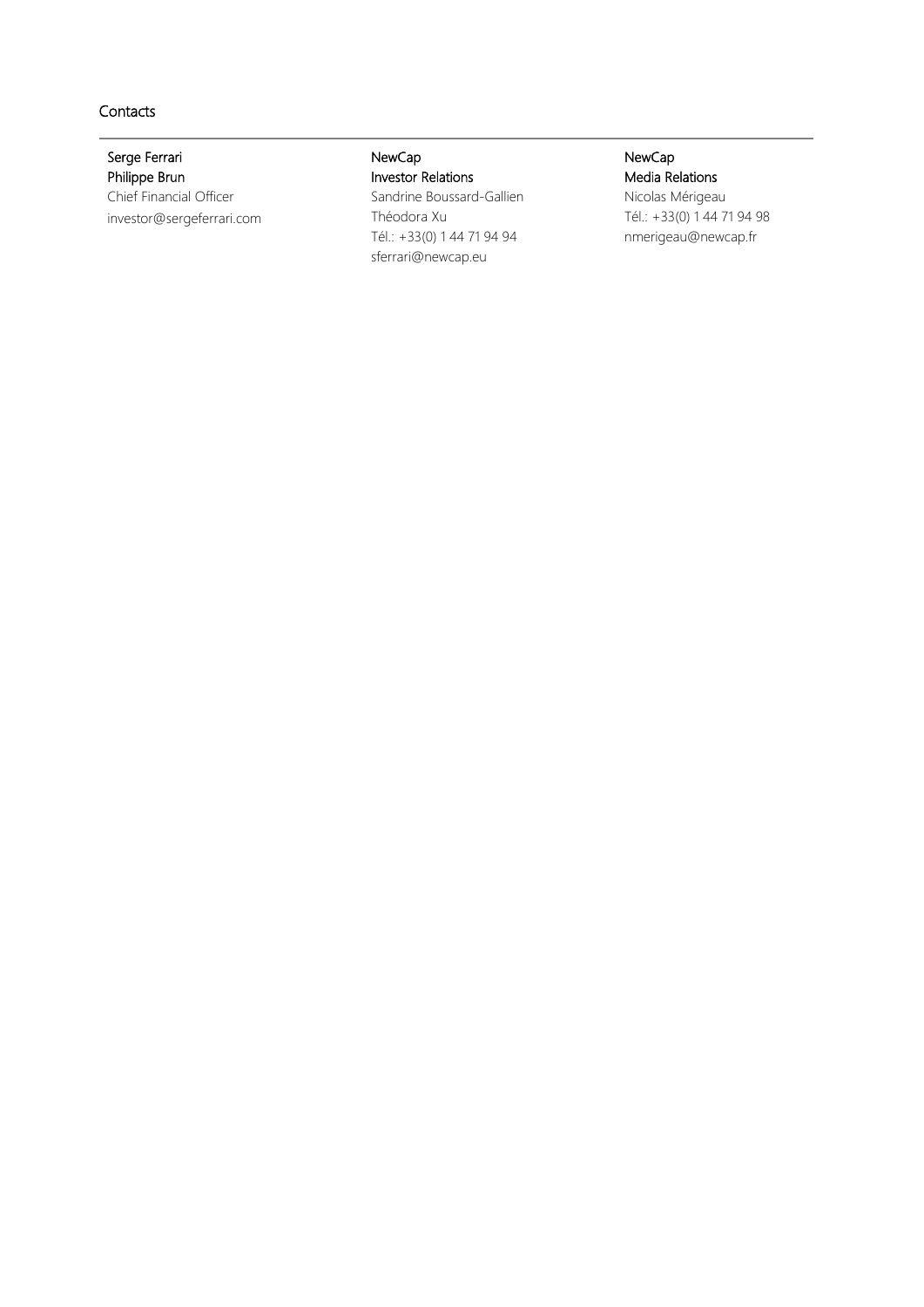## Contacts

**Serge Ferrari**
**Philippe Brun**
Chief Financial Officer
investor@sergeferrari.com

**NewCap**
**Investor Relations**
Sandrine Boussard-Gallien
Théodora Xu
Tél.: +33(0) 1 44 71 94 94
sferrari@newcap.eu

**NewCap**
**Media Relations**
Nicolas Mérigeau
Tél.: +33(0) 1 44 71 94 98
nmerigeau@newcap.fr